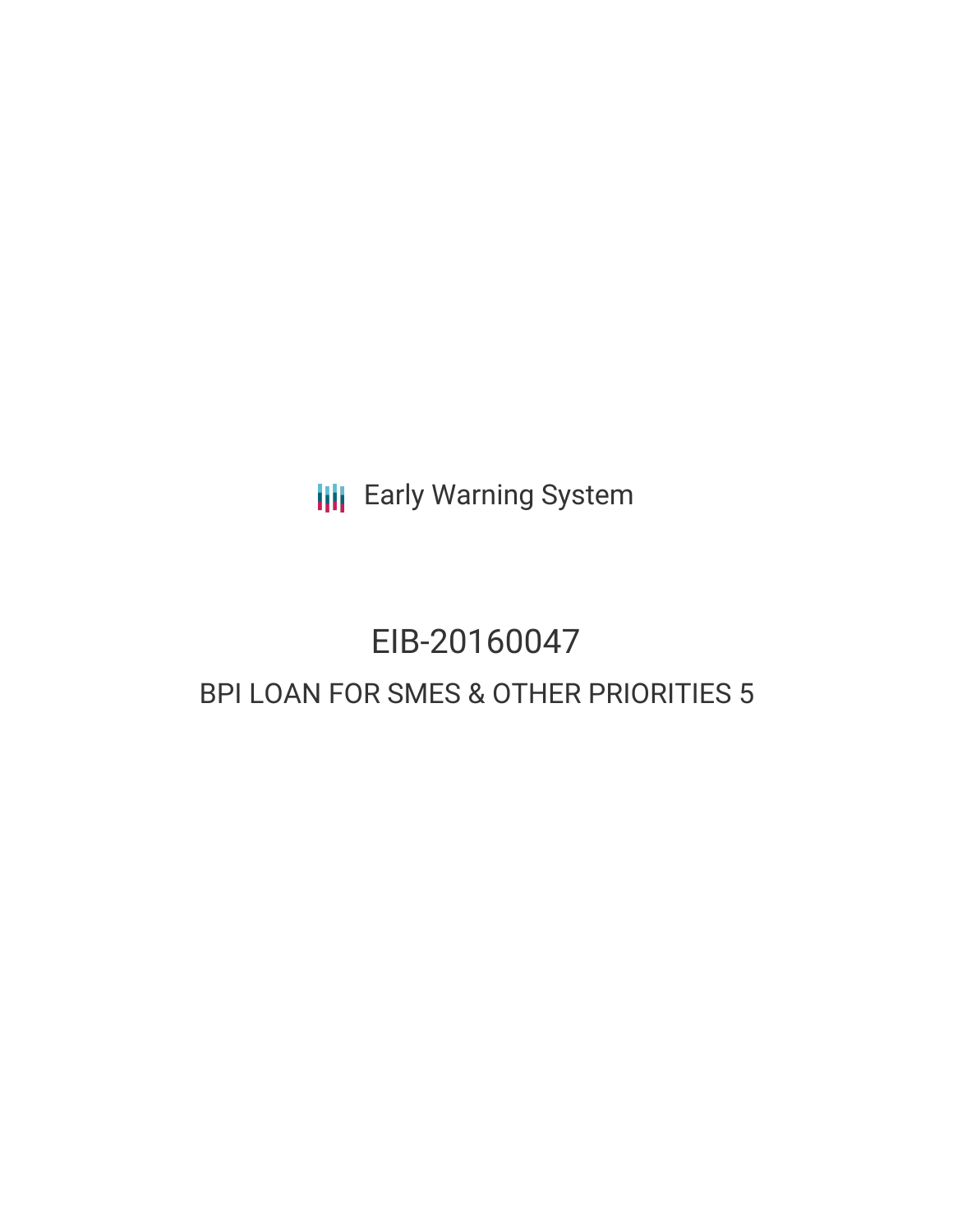Early Warning System

# EIB-20160047

## BPI LOAN FOR SMES & OTHER PRIORITIES 5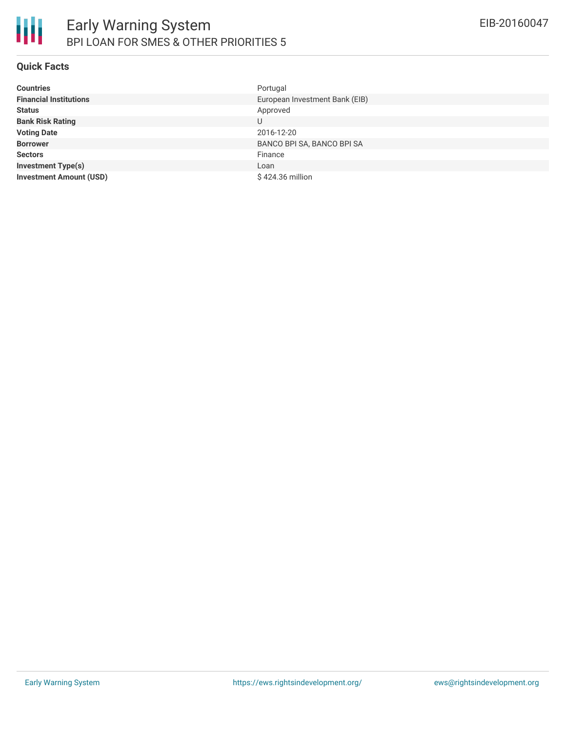# Early Warning System

## BPI LOAN FOR SMES & OTHER PRIORITIES 5

EIB-20160047

### Quick Facts

| | |
|---|---|
| **Countries** | Portugal |
| **Financial Institutions** | European Investment Bank (EIB) |
| **Status** | Approved |
| **Bank Risk Rating** | U |
| **Voting Date** | 2016-12-20 |
| **Borrower** | BANCO BPI SA, BANCO BPI SA |
| **Sectors** | Finance |
| **Investment Type(s)** | Loan |
| **Investment Amount (USD)** | $ 424.36 million |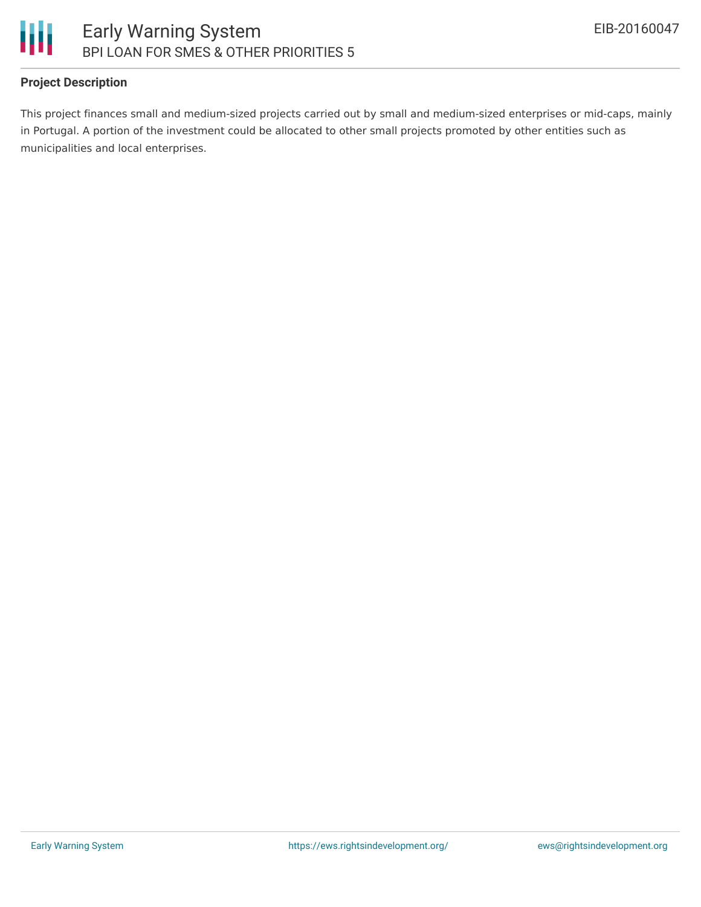### Project Description

This project finances small and medium-sized projects carried out by small and medium-sized enterprises or mid-caps, mainly in Portugal. A portion of the investment could be allocated to other small projects promoted by other entities such as municipalities and local enterprises.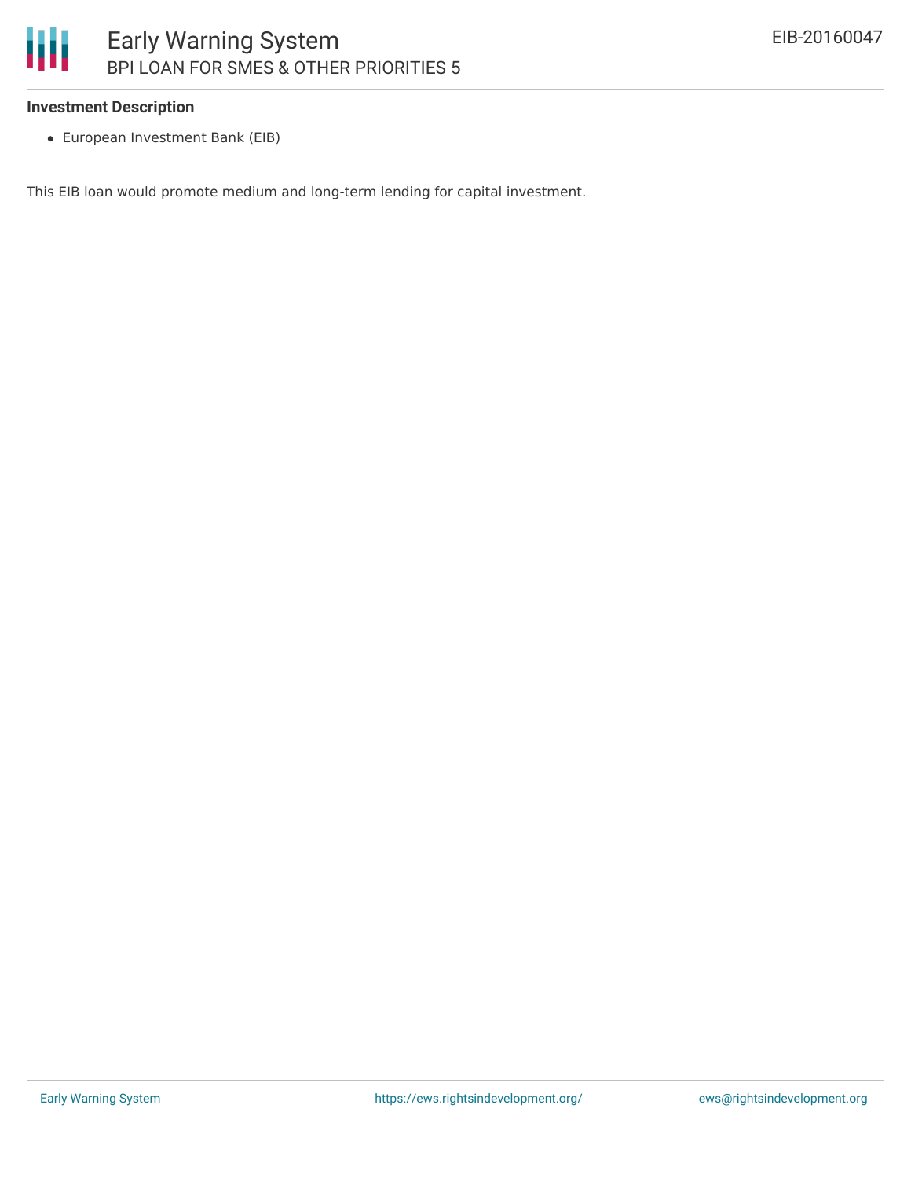### Investment Description

- European Investment Bank (EIB)

This EIB loan would promote medium and long-term lending for capital investment.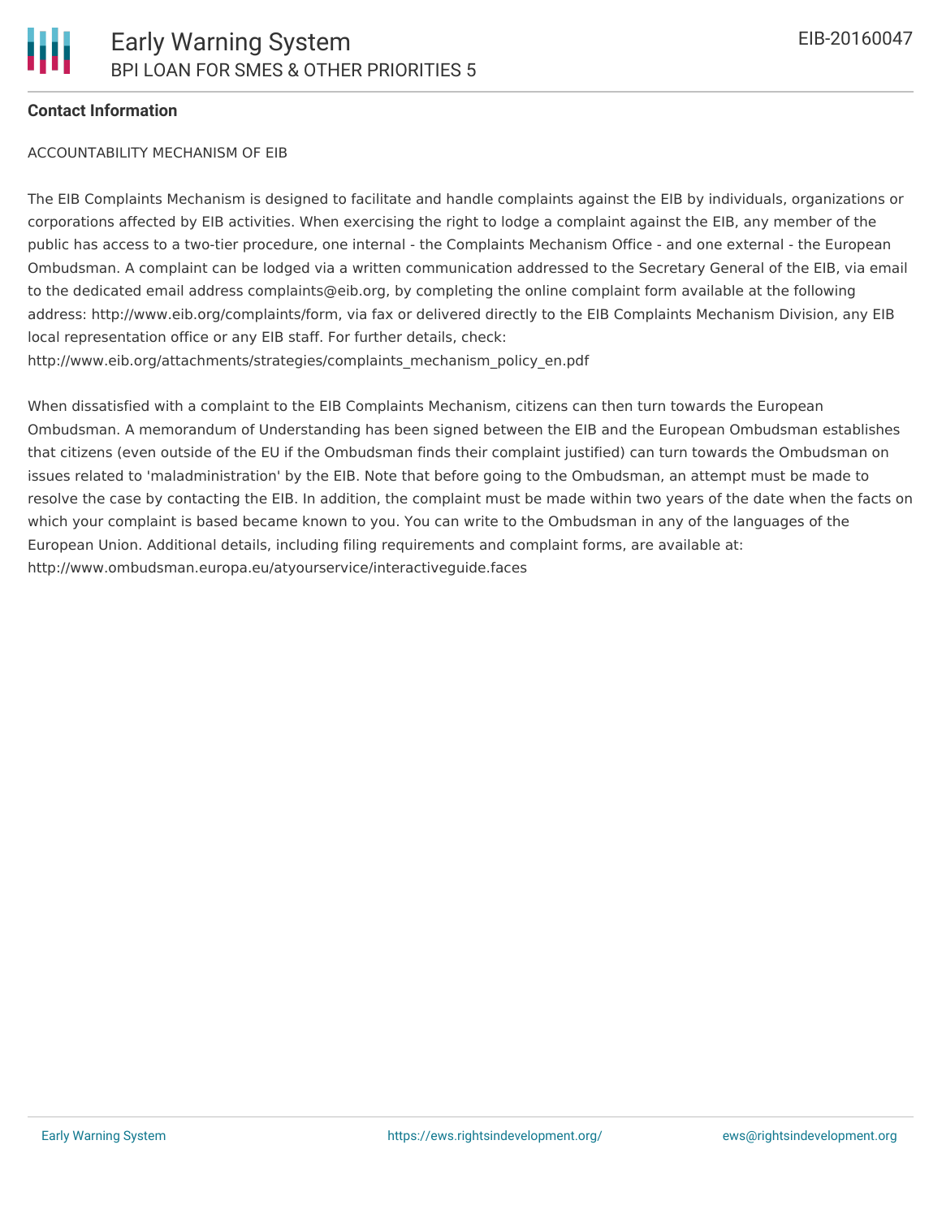**Contact Information**

ACCOUNTABILITY MECHANISM OF EIB

The EIB Complaints Mechanism is designed to facilitate and handle complaints against the EIB by individuals, organizations or corporations affected by EIB activities. When exercising the right to lodge a complaint against the EIB, any member of the public has access to a two-tier procedure, one internal - the Complaints Mechanism Office - and one external - the European Ombudsman. A complaint can be lodged via a written communication addressed to the Secretary General of the EIB, via email to the dedicated email address complaints@eib.org, by completing the online complaint form available at the following address: http://www.eib.org/complaints/form, via fax or delivered directly to the EIB Complaints Mechanism Division, any EIB local representation office or any EIB staff. For further details, check: http://www.eib.org/attachments/strategies/complaints_mechanism_policy_en.pdf

When dissatisfied with a complaint to the EIB Complaints Mechanism, citizens can then turn towards the European Ombudsman. A memorandum of Understanding has been signed between the EIB and the European Ombudsman establishes that citizens (even outside of the EU if the Ombudsman finds their complaint justified) can turn towards the Ombudsman on issues related to 'maladministration' by the EIB. Note that before going to the Ombudsman, an attempt must be made to resolve the case by contacting the EIB. In addition, the complaint must be made within two years of the date when the facts on which your complaint is based became known to you. You can write to the Ombudsman in any of the languages of the European Union. Additional details, including filing requirements and complaint forms, are available at: http://www.ombudsman.europa.eu/atyourservice/interactiveguide.faces